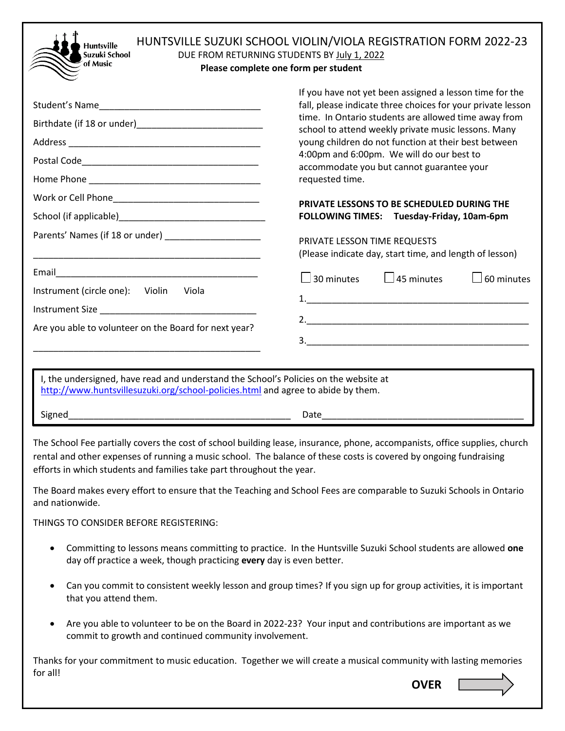# HUNTSVILLE SUZUKI SCHOOL VIOLIN/VIOLA REGISTRATION FORM 2022-23

DUE FROM RETURNING STUDENTS BY July 1, 2022

**Please complete one form per student**

Student's Name________________________________

Birthdate (if 18 or under)________________________

Address ______________________________________

Postal Code____________________________________

Home Phone ___________________________________

Work or Cell Phone_____________________________

School (if applicable)____________________________

Parents' Names (if 18 or under) __________________

______________________________________________

Email_________________________________________

Instrument (circle one): Violin Viola

Instrument Size ________________________________

Are you able to volunteer on the Board for next year?

______________________________________________

If you have not yet been assigned a lesson time for the fall, please indicate three choices for your private lesson time. In Ontario students are allowed time away from school to attend weekly private music lessons. Many young children do not function at their best between 4:00pm and 6:00pm. We will do our best to accommodate you but cannot guarantee your requested time.

**PRIVATE LESSONS TO BE SCHEDULED DURING THE FOLLOWING TIMES: Tuesday-Friday, 10am-6pm**

PRIVATE LESSON TIME REQUESTS
(Please indicate day, start time, and length of lesson)

☐ 30 minutes ☐ 45 minutes ☐ 60 minutes

1.____________________________________________

2.____________________________________________

3.____________________________________________

I, the undersigned, have read and understand the School's Policies on the website at http://www.huntsvillesuzuki.org/school-policies.html and agree to abide by them.

Signed___________________________________ Date_____________________________________

The School Fee partially covers the cost of school building lease, insurance, phone, accompanists, office supplies, church rental and other expenses of running a music school. The balance of these costs is covered by ongoing fundraising efforts in which students and families take part throughout the year.

The Board makes every effort to ensure that the Teaching and School Fees are comparable to Suzuki Schools in Ontario and nationwide.

THINGS TO CONSIDER BEFORE REGISTERING:

- Committing to lessons means committing to practice. In the Huntsville Suzuki School students are allowed **one** day off practice a week, though practicing **every** day is even better.
- Can you commit to consistent weekly lesson and group times? If you sign up for group activities, it is important that you attend them.
- Are you able to volunteer to be on the Board in 2022-23? Your input and contributions are important as we commit to growth and continued community involvement.

Thanks for your commitment to music education. Together we will create a musical community with lasting memories for all!

**OVER** ⇨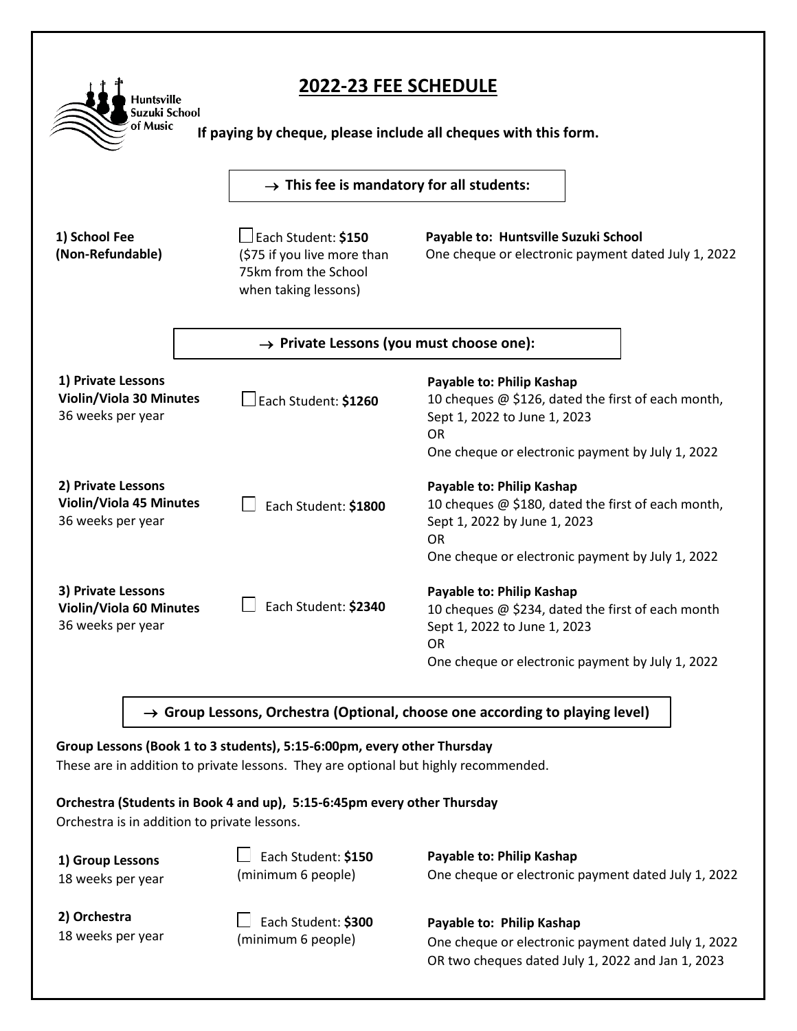Huntsville Suzuki School of Music

# 2022-23 FEE SCHEDULE

**If paying by cheque, please include all cheques with this form.**

**→ This fee is mandatory for all students:**

| | | |
|---|---|---|
| **1) School Fee (Non-Refundable)** | ☐ Each Student: **$150** ($75 if you live more than 75km from the School when taking lessons) | **Payable to: Huntsville Suzuki School**<br>One cheque or electronic payment dated July 1, 2022 |

**→ Private Lessons (you must choose one):**

| | | |
|---|---|---|
| **1) Private Lessons Violin/Viola 30 Minutes** 36 weeks per year | ☐ Each Student: **$1260** | **Payable to: Philip Kashap**<br>10 cheques @ $126, dated the first of each month, Sept 1, 2022 to June 1, 2023<br>OR<br>One cheque or electronic payment by July 1, 2022 |
| **2) Private Lessons Violin/Viola 45 Minutes** 36 weeks per year | ☐ Each Student: **$1800** | **Payable to: Philip Kashap**<br>10 cheques @ $180, dated the first of each month, Sept 1, 2022 by June 1, 2023<br>OR<br>One cheque or electronic payment by July 1, 2022 |
| **3) Private Lessons Violin/Viola 60 Minutes** 36 weeks per year | ☐ Each Student: **$2340** | **Payable to: Philip Kashap**<br>10 cheques @ $234, dated the first of each month Sept 1, 2022 to June 1, 2023<br>OR<br>One cheque or electronic payment by July 1, 2022 |

**→ Group Lessons, Orchestra (Optional, choose one according to playing level)**

**Group Lessons (Book 1 to 3 students), 5:15-6:00pm, every other Thursday**
These are in addition to private lessons. They are optional but highly recommended.

**Orchestra (Students in Book 4 and up), 5:15-6:45pm every other Thursday**
Orchestra is in addition to private lessons.

| | | |
|---|---|---|
| **1) Group Lessons** 18 weeks per year | ☐ Each Student: **$150** (minimum 6 people) | **Payable to: Philip Kashap**<br>One cheque or electronic payment dated July 1, 2022 |
| **2) Orchestra** 18 weeks per year | ☐ Each Student: **$300** (minimum 6 people) | **Payable to: Philip Kashap**<br>One cheque or electronic payment dated July 1, 2022<br>OR two cheques dated July 1, 2022 and Jan 1, 2023 |